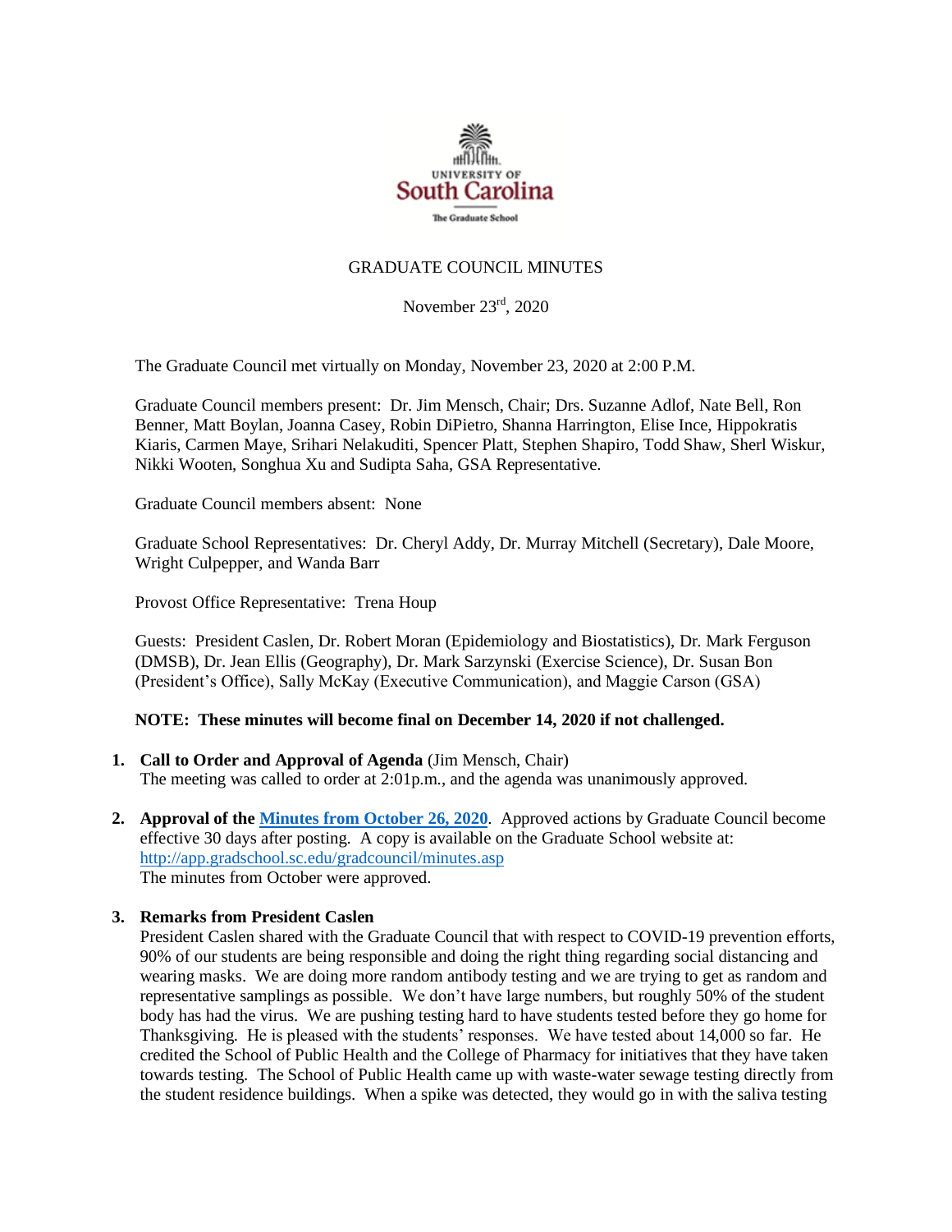UNIVERSITY OF South Carolina
The Graduate School

# GRADUATE COUNCIL MINUTES

November 23rd, 2020

The Graduate Council met virtually on Monday, November 23, 2020 at 2:00 P.M.

Graduate Council members present: Dr. Jim Mensch, Chair; Drs. Suzanne Adlof, Nate Bell, Ron Benner, Matt Boylan, Joanna Casey, Robin DiPietro, Shanna Harrington, Elise Ince, Hippokratis Kiaris, Carmen Maye, Srihari Nelakuditi, Spencer Platt, Stephen Shapiro, Todd Shaw, Sherl Wiskur, Nikki Wooten, Songhua Xu and Sudipta Saha, GSA Representative.

Graduate Council members absent: None

Graduate School Representatives: Dr. Cheryl Addy, Dr. Murray Mitchell (Secretary), Dale Moore, Wright Culpepper, and Wanda Barr

Provost Office Representative: Trena Houp

Guests: President Caslen, Dr. Robert Moran (Epidemiology and Biostatistics), Dr. Mark Ferguson (DMSB), Dr. Jean Ellis (Geography), Dr. Mark Sarzynski (Exercise Science), Dr. Susan Bon (President's Office), Sally McKay (Executive Communication), and Maggie Carson (GSA)

**NOTE: These minutes will become final on December 14, 2020 if not challenged.**

1. **Call to Order and Approval of Agenda** (Jim Mensch, Chair)
   The meeting was called to order at 2:01p.m., and the agenda was unanimously approved.

2. **Approval of the [Minutes from October 26, 2020](http://app.gradschool.sc.edu/gradcouncil/minutes.asp)**. Approved actions by Graduate Council become effective 30 days after posting. A copy is available on the Graduate School website at: http://app.gradschool.sc.edu/gradcouncil/minutes.asp
   The minutes from October were approved.

3. **Remarks from President Caslen**
   President Caslen shared with the Graduate Council that with respect to COVID-19 prevention efforts, 90% of our students are being responsible and doing the right thing regarding social distancing and wearing masks. We are doing more random antibody testing and we are trying to get as random and representative samplings as possible. We don't have large numbers, but roughly 50% of the student body has had the virus. We are pushing testing hard to have students tested before they go home for Thanksgiving. He is pleased with the students' responses. We have tested about 14,000 so far. He credited the School of Public Health and the College of Pharmacy for initiatives that they have taken towards testing. The School of Public Health came up with waste-water sewage testing directly from the student residence buildings. When a spike was detected, they would go in with the saliva testing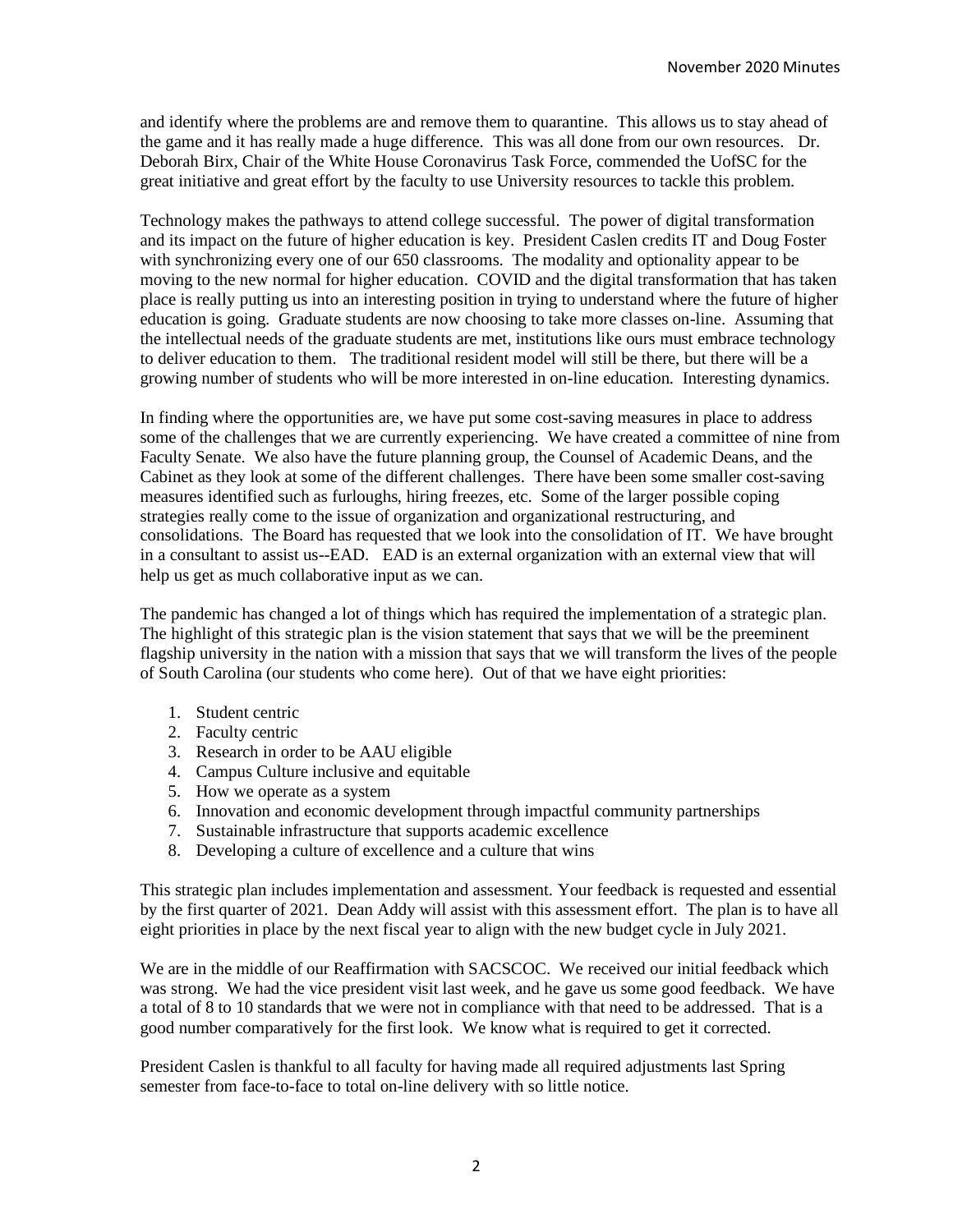and identify where the problems are and remove them to quarantine. This allows us to stay ahead of the game and it has really made a huge difference. This was all done from our own resources. Dr. Deborah Birx, Chair of the White House Coronavirus Task Force, commended the UofSC for the great initiative and great effort by the faculty to use University resources to tackle this problem.

Technology makes the pathways to attend college successful. The power of digital transformation and its impact on the future of higher education is key. President Caslen credits IT and Doug Foster with synchronizing every one of our 650 classrooms. The modality and optionality appear to be moving to the new normal for higher education. COVID and the digital transformation that has taken place is really putting us into an interesting position in trying to understand where the future of higher education is going. Graduate students are now choosing to take more classes on-line. Assuming that the intellectual needs of the graduate students are met, institutions like ours must embrace technology to deliver education to them. The traditional resident model will still be there, but there will be a growing number of students who will be more interested in on-line education. Interesting dynamics.

In finding where the opportunities are, we have put some cost-saving measures in place to address some of the challenges that we are currently experiencing. We have created a committee of nine from Faculty Senate. We also have the future planning group, the Counsel of Academic Deans, and the Cabinet as they look at some of the different challenges. There have been some smaller cost-saving measures identified such as furloughs, hiring freezes, etc. Some of the larger possible coping strategies really come to the issue of organization and organizational restructuring, and consolidations. The Board has requested that we look into the consolidation of IT. We have brought in a consultant to assist us--EAD. EAD is an external organization with an external view that will help us get as much collaborative input as we can.

The pandemic has changed a lot of things which has required the implementation of a strategic plan. The highlight of this strategic plan is the vision statement that says that we will be the preeminent flagship university in the nation with a mission that says that we will transform the lives of the people of South Carolina (our students who come here). Out of that we have eight priorities:

1. Student centric
2. Faculty centric
3. Research in order to be AAU eligible
4. Campus Culture inclusive and equitable
5. How we operate as a system
6. Innovation and economic development through impactful community partnerships
7. Sustainable infrastructure that supports academic excellence
8. Developing a culture of excellence and a culture that wins

This strategic plan includes implementation and assessment. Your feedback is requested and essential by the first quarter of 2021. Dean Addy will assist with this assessment effort. The plan is to have all eight priorities in place by the next fiscal year to align with the new budget cycle in July 2021.

We are in the middle of our Reaffirmation with SACSCOC. We received our initial feedback which was strong. We had the vice president visit last week, and he gave us some good feedback. We have a total of 8 to 10 standards that we were not in compliance with that need to be addressed. That is a good number comparatively for the first look. We know what is required to get it corrected.

President Caslen is thankful to all faculty for having made all required adjustments last Spring semester from face-to-face to total on-line delivery with so little notice.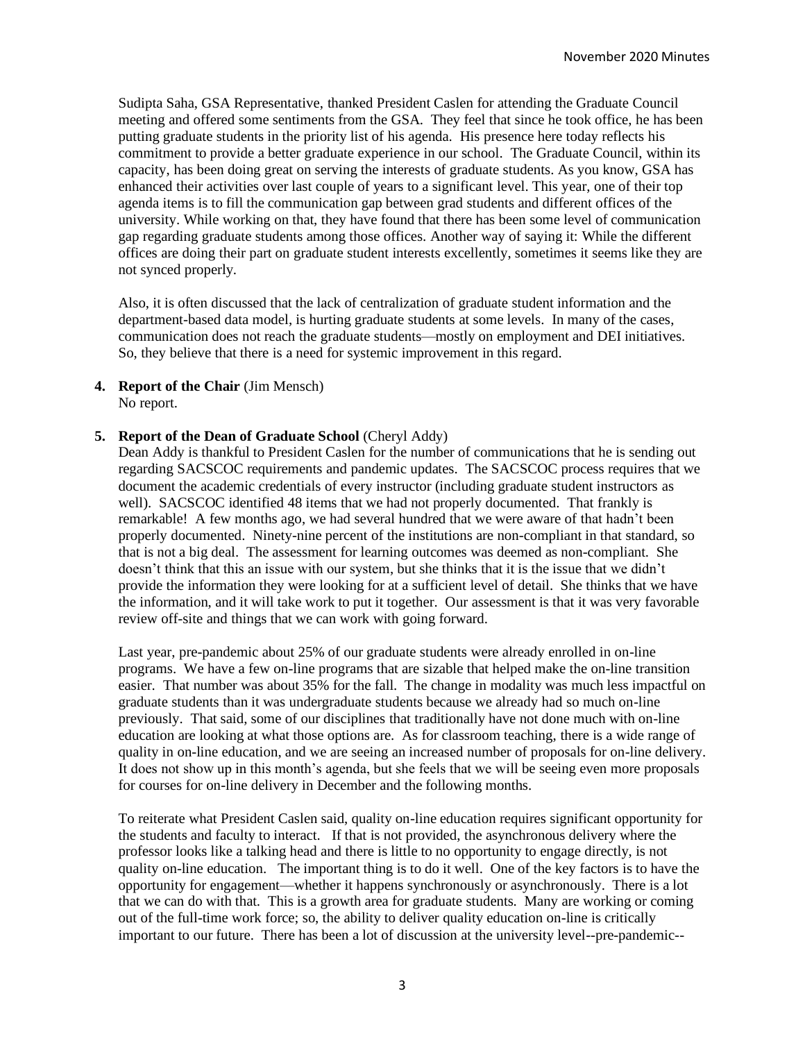Sudipta Saha, GSA Representative, thanked President Caslen for attending the Graduate Council meeting and offered some sentiments from the GSA. They feel that since he took office, he has been putting graduate students in the priority list of his agenda. His presence here today reflects his commitment to provide a better graduate experience in our school. The Graduate Council, within its capacity, has been doing great on serving the interests of graduate students. As you know, GSA has enhanced their activities over last couple of years to a significant level. This year, one of their top agenda items is to fill the communication gap between grad students and different offices of the university. While working on that, they have found that there has been some level of communication gap regarding graduate students among those offices. Another way of saying it: While the different offices are doing their part on graduate student interests excellently, sometimes it seems like they are not synced properly.

Also, it is often discussed that the lack of centralization of graduate student information and the department-based data model, is hurting graduate students at some levels. In many of the cases, communication does not reach the graduate students—mostly on employment and DEI initiatives. So, they believe that there is a need for systemic improvement in this regard.

4. **Report of the Chair** (Jim Mensch)
   No report.

5. **Report of the Dean of Graduate School** (Cheryl Addy)
   Dean Addy is thankful to President Caslen for the number of communications that he is sending out regarding SACSCOC requirements and pandemic updates. The SACSCOC process requires that we document the academic credentials of every instructor (including graduate student instructors as well). SACSCOC identified 48 items that we had not properly documented. That frankly is remarkable! A few months ago, we had several hundred that we were aware of that hadn't been properly documented. Ninety-nine percent of the institutions are non-compliant in that standard, so that is not a big deal. The assessment for learning outcomes was deemed as non-compliant. She doesn't think that this an issue with our system, but she thinks that it is the issue that we didn't provide the information they were looking for at a sufficient level of detail. She thinks that we have the information, and it will take work to put it together. Our assessment is that it was very favorable review off-site and things that we can work with going forward.

   Last year, pre-pandemic about 25% of our graduate students were already enrolled in on-line programs. We have a few on-line programs that are sizable that helped make the on-line transition easier. That number was about 35% for the fall. The change in modality was much less impactful on graduate students than it was undergraduate students because we already had so much on-line previously. That said, some of our disciplines that traditionally have not done much with on-line education are looking at what those options are. As for classroom teaching, there is a wide range of quality in on-line education, and we are seeing an increased number of proposals for on-line delivery. It does not show up in this month's agenda, but she feels that we will be seeing even more proposals for courses for on-line delivery in December and the following months.

   To reiterate what President Caslen said, quality on-line education requires significant opportunity for the students and faculty to interact. If that is not provided, the asynchronous delivery where the professor looks like a talking head and there is little to no opportunity to engage directly, is not quality on-line education. The important thing is to do it well. One of the key factors is to have the opportunity for engagement—whether it happens synchronously or asynchronously. There is a lot that we can do with that. This is a growth area for graduate students. Many are working or coming out of the full-time work force; so, the ability to deliver quality education on-line is critically important to our future. There has been a lot of discussion at the university level--pre-pandemic--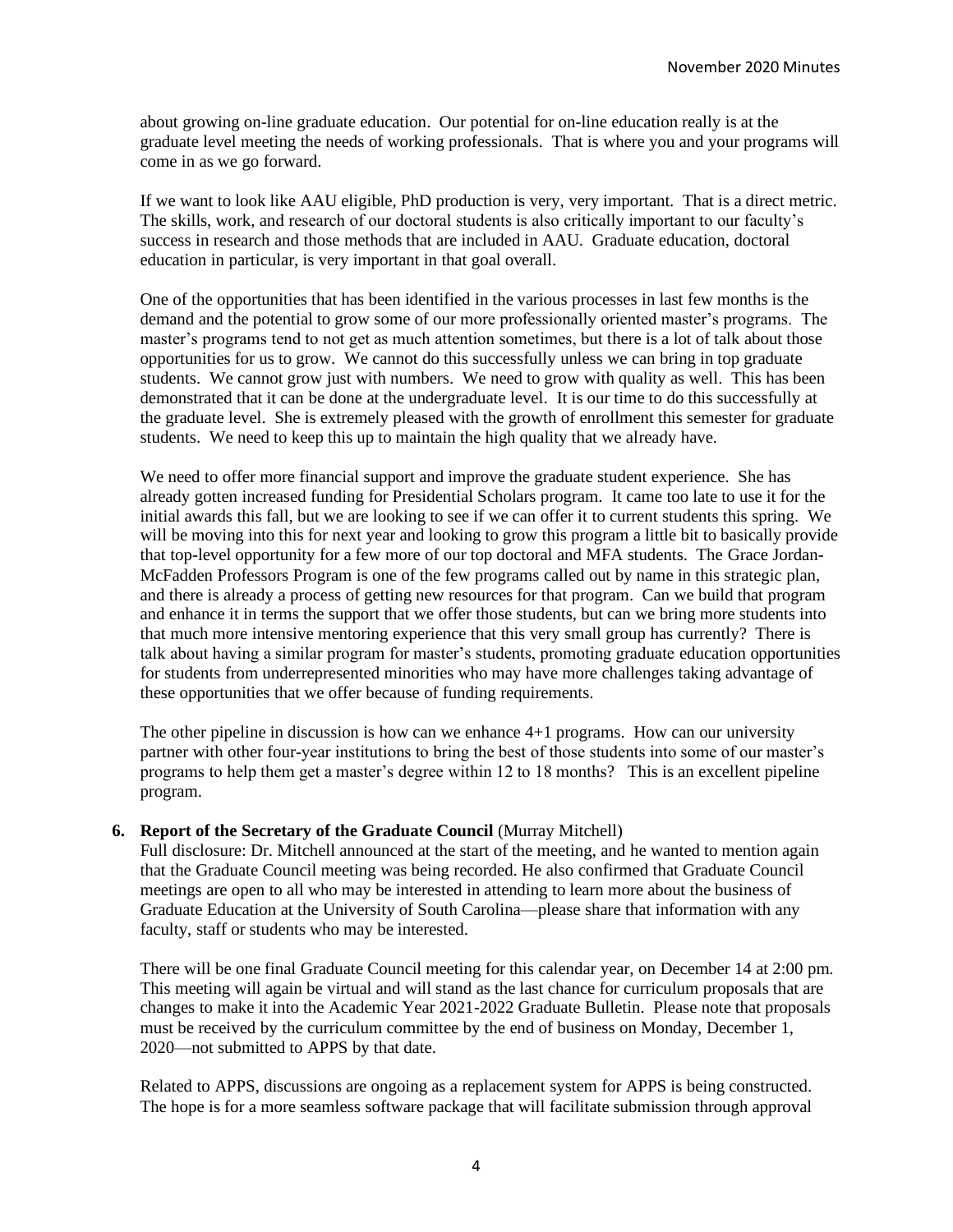about growing on-line graduate education. Our potential for on-line education really is at the graduate level meeting the needs of working professionals. That is where you and your programs will come in as we go forward.

If we want to look like AAU eligible, PhD production is very, very important. That is a direct metric. The skills, work, and research of our doctoral students is also critically important to our faculty's success in research and those methods that are included in AAU. Graduate education, doctoral education in particular, is very important in that goal overall.

One of the opportunities that has been identified in the various processes in last few months is the demand and the potential to grow some of our more professionally oriented master's programs. The master's programs tend to not get as much attention sometimes, but there is a lot of talk about those opportunities for us to grow. We cannot do this successfully unless we can bring in top graduate students. We cannot grow just with numbers. We need to grow with quality as well. This has been demonstrated that it can be done at the undergraduate level. It is our time to do this successfully at the graduate level. She is extremely pleased with the growth of enrollment this semester for graduate students. We need to keep this up to maintain the high quality that we already have.

We need to offer more financial support and improve the graduate student experience. She has already gotten increased funding for Presidential Scholars program. It came too late to use it for the initial awards this fall, but we are looking to see if we can offer it to current students this spring. We will be moving into this for next year and looking to grow this program a little bit to basically provide that top-level opportunity for a few more of our top doctoral and MFA students. The Grace Jordan-McFadden Professors Program is one of the few programs called out by name in this strategic plan, and there is already a process of getting new resources for that program. Can we build that program and enhance it in terms the support that we offer those students, but can we bring more students into that much more intensive mentoring experience that this very small group has currently? There is talk about having a similar program for master's students, promoting graduate education opportunities for students from underrepresented minorities who may have more challenges taking advantage of these opportunities that we offer because of funding requirements.

The other pipeline in discussion is how can we enhance 4+1 programs. How can our university partner with other four-year institutions to bring the best of those students into some of our master's programs to help them get a master's degree within 12 to 18 months? This is an excellent pipeline program.

**6. Report of the Secretary of the Graduate Council** (Murray Mitchell)

Full disclosure: Dr. Mitchell announced at the start of the meeting, and he wanted to mention again that the Graduate Council meeting was being recorded. He also confirmed that Graduate Council meetings are open to all who may be interested in attending to learn more about the business of Graduate Education at the University of South Carolina—please share that information with any faculty, staff or students who may be interested.

There will be one final Graduate Council meeting for this calendar year, on December 14 at 2:00 pm. This meeting will again be virtual and will stand as the last chance for curriculum proposals that are changes to make it into the Academic Year 2021-2022 Graduate Bulletin. Please note that proposals must be received by the curriculum committee by the end of business on Monday, December 1, 2020—not submitted to APPS by that date.

Related to APPS, discussions are ongoing as a replacement system for APPS is being constructed. The hope is for a more seamless software package that will facilitate submission through approval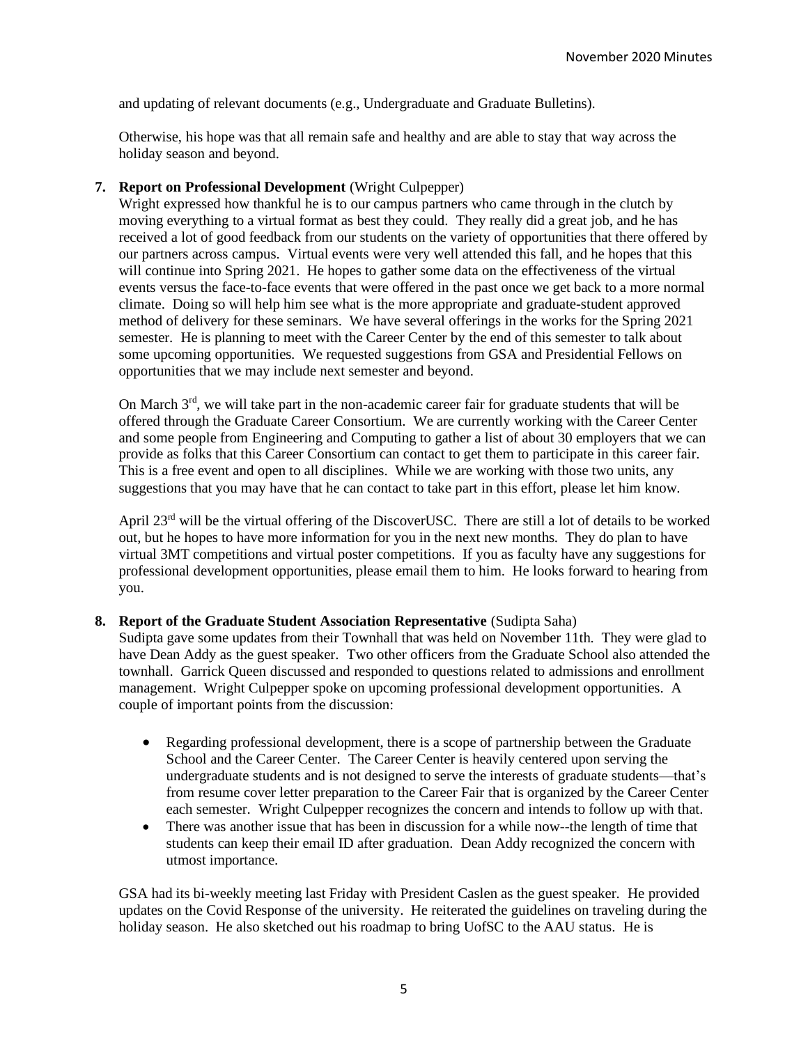and updating of relevant documents (e.g., Undergraduate and Graduate Bulletins).

Otherwise, his hope was that all remain safe and healthy and are able to stay that way across the holiday season and beyond.

**7. Report on Professional Development** (Wright Culpepper)

Wright expressed how thankful he is to our campus partners who came through in the clutch by moving everything to a virtual format as best they could. They really did a great job, and he has received a lot of good feedback from our students on the variety of opportunities that there offered by our partners across campus. Virtual events were very well attended this fall, and he hopes that this will continue into Spring 2021. He hopes to gather some data on the effectiveness of the virtual events versus the face-to-face events that were offered in the past once we get back to a more normal climate. Doing so will help him see what is the more appropriate and graduate-student approved method of delivery for these seminars. We have several offerings in the works for the Spring 2021 semester. He is planning to meet with the Career Center by the end of this semester to talk about some upcoming opportunities. We requested suggestions from GSA and Presidential Fellows on opportunities that we may include next semester and beyond.

On March 3rd, we will take part in the non-academic career fair for graduate students that will be offered through the Graduate Career Consortium. We are currently working with the Career Center and some people from Engineering and Computing to gather a list of about 30 employers that we can provide as folks that this Career Consortium can contact to get them to participate in this career fair. This is a free event and open to all disciplines. While we are working with those two units, any suggestions that you may have that he can contact to take part in this effort, please let him know.

April 23rd will be the virtual offering of the DiscoverUSC. There are still a lot of details to be worked out, but he hopes to have more information for you in the next new months. They do plan to have virtual 3MT competitions and virtual poster competitions. If you as faculty have any suggestions for professional development opportunities, please email them to him. He looks forward to hearing from you.

**8. Report of the Graduate Student Association Representative** (Sudipta Saha)

Sudipta gave some updates from their Townhall that was held on November 11th. They were glad to have Dean Addy as the guest speaker. Two other officers from the Graduate School also attended the townhall. Garrick Queen discussed and responded to questions related to admissions and enrollment management. Wright Culpepper spoke on upcoming professional development opportunities. A couple of important points from the discussion:

- Regarding professional development, there is a scope of partnership between the Graduate School and the Career Center. The Career Center is heavily centered upon serving the undergraduate students and is not designed to serve the interests of graduate students—that's from resume cover letter preparation to the Career Fair that is organized by the Career Center each semester. Wright Culpepper recognizes the concern and intends to follow up with that.
- There was another issue that has been in discussion for a while now--the length of time that students can keep their email ID after graduation. Dean Addy recognized the concern with utmost importance.

GSA had its bi-weekly meeting last Friday with President Caslen as the guest speaker. He provided updates on the Covid Response of the university. He reiterated the guidelines on traveling during the holiday season. He also sketched out his roadmap to bring UofSC to the AAU status. He is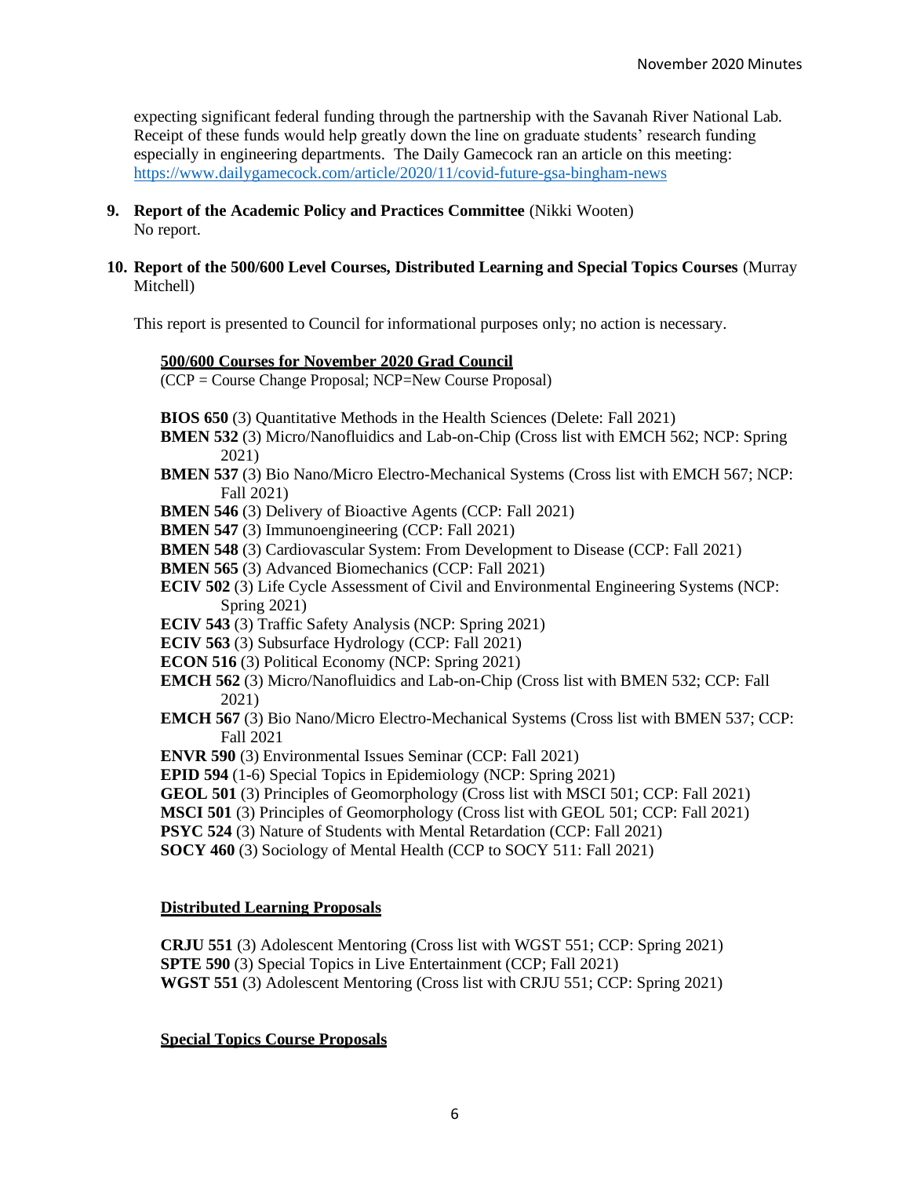expecting significant federal funding through the partnership with the Savanah River National Lab. Receipt of these funds would help greatly down the line on graduate students' research funding especially in engineering departments. The Daily Gamecock ran an article on this meeting: https://www.dailygamecock.com/article/2020/11/covid-future-gsa-bingham-news

**9. Report of the Academic Policy and Practices Committee** (Nikki Wooten)
No report.

**10. Report of the 500/600 Level Courses, Distributed Learning and Special Topics Courses** (Murray Mitchell)

This report is presented to Council for informational purposes only; no action is necessary.

**500/600 Courses for November 2020 Grad Council**
(CCP = Course Change Proposal; NCP=New Course Proposal)

**BIOS 650** (3) Quantitative Methods in the Health Sciences (Delete: Fall 2021)
**BMEN 532** (3) Micro/Nanofluidics and Lab-on-Chip (Cross list with EMCH 562; NCP: Spring 2021)
**BMEN 537** (3) Bio Nano/Micro Electro-Mechanical Systems (Cross list with EMCH 567; NCP: Fall 2021)
**BMEN 546** (3) Delivery of Bioactive Agents (CCP: Fall 2021)
**BMEN 547** (3) Immunoengineering (CCP: Fall 2021)
**BMEN 548** (3) Cardiovascular System: From Development to Disease (CCP: Fall 2021)
**BMEN 565** (3) Advanced Biomechanics (CCP: Fall 2021)
**ECIV 502** (3) Life Cycle Assessment of Civil and Environmental Engineering Systems (NCP: Spring 2021)
**ECIV 543** (3) Traffic Safety Analysis (NCP: Spring 2021)
**ECIV 563** (3) Subsurface Hydrology (CCP: Fall 2021)
**ECON 516** (3) Political Economy (NCP: Spring 2021)
**EMCH 562** (3) Micro/Nanofluidics and Lab-on-Chip (Cross list with BMEN 532; CCP: Fall 2021)
**EMCH 567** (3) Bio Nano/Micro Electro-Mechanical Systems (Cross list with BMEN 537; CCP: Fall 2021
**ENVR 590** (3) Environmental Issues Seminar (CCP: Fall 2021)
**EPID 594** (1-6) Special Topics in Epidemiology (NCP: Spring 2021)
**GEOL 501** (3) Principles of Geomorphology (Cross list with MSCI 501; CCP: Fall 2021)
**MSCI 501** (3) Principles of Geomorphology (Cross list with GEOL 501; CCP: Fall 2021)
**PSYC 524** (3) Nature of Students with Mental Retardation (CCP: Fall 2021)
**SOCY 460** (3) Sociology of Mental Health (CCP to SOCY 511: Fall 2021)

**Distributed Learning Proposals**

**CRJU 551** (3) Adolescent Mentoring (Cross list with WGST 551; CCP: Spring 2021)
**SPTE 590** (3) Special Topics in Live Entertainment (CCP; Fall 2021)
**WGST 551** (3) Adolescent Mentoring (Cross list with CRJU 551; CCP: Spring 2021)

**Special Topics Course Proposals**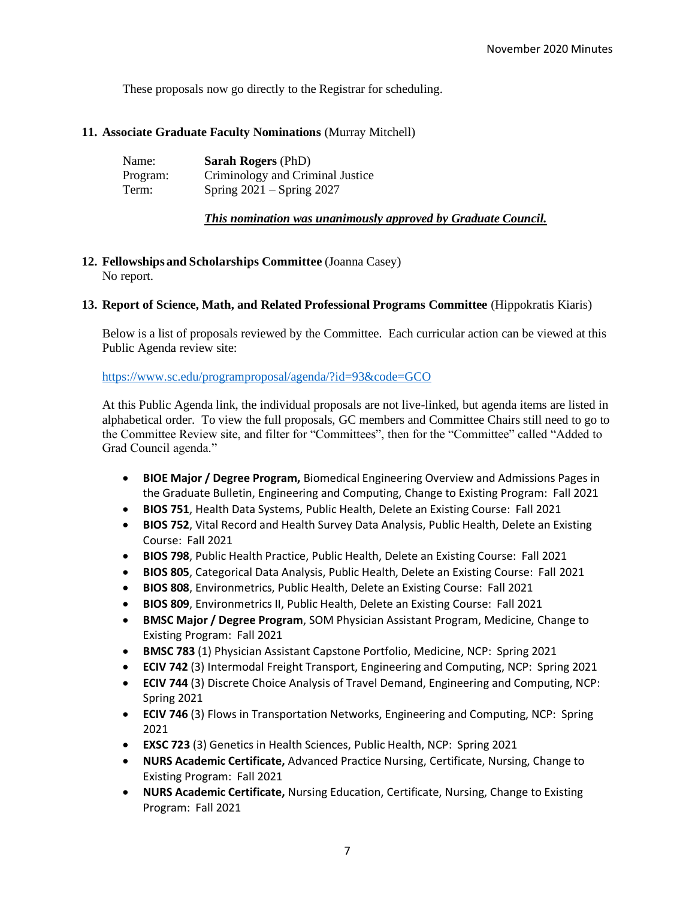These proposals now go directly to the Registrar for scheduling.

**11. Associate Graduate Faculty Nominations** (Murray Mitchell)

Name: **Sarah Rogers** (PhD)
Program: Criminology and Criminal Justice
Term: Spring 2021 – Spring 2027

***This nomination was unanimously approved by Graduate Council.***

**12. Fellowships and Scholarships Committee** (Joanna Casey)
No report.

**13. Report of Science, Math, and Related Professional Programs Committee** (Hippokratis Kiaris)

Below is a list of proposals reviewed by the Committee. Each curricular action can be viewed at this Public Agenda review site:

https://www.sc.edu/programproposal/agenda/?id=93&code=GCO

At this Public Agenda link, the individual proposals are not live-linked, but agenda items are listed in alphabetical order. To view the full proposals, GC members and Committee Chairs still need to go to the Committee Review site, and filter for "Committees", then for the "Committee" called "Added to Grad Council agenda."

- **BIOE Major / Degree Program,** Biomedical Engineering Overview and Admissions Pages in the Graduate Bulletin, Engineering and Computing, Change to Existing Program: Fall 2021
- **BIOS 751**, Health Data Systems, Public Health, Delete an Existing Course: Fall 2021
- **BIOS 752**, Vital Record and Health Survey Data Analysis, Public Health, Delete an Existing Course: Fall 2021
- **BIOS 798**, Public Health Practice, Public Health, Delete an Existing Course: Fall 2021
- **BIOS 805**, Categorical Data Analysis, Public Health, Delete an Existing Course: Fall 2021
- **BIOS 808**, Environmetrics, Public Health, Delete an Existing Course: Fall 2021
- **BIOS 809**, Environmetrics II, Public Health, Delete an Existing Course: Fall 2021
- **BMSC Major / Degree Program**, SOM Physician Assistant Program, Medicine, Change to Existing Program: Fall 2021
- **BMSC 783** (1) Physician Assistant Capstone Portfolio, Medicine, NCP: Spring 2021
- **ECIV 742** (3) Intermodal Freight Transport, Engineering and Computing, NCP: Spring 2021
- **ECIV 744** (3) Discrete Choice Analysis of Travel Demand, Engineering and Computing, NCP: Spring 2021
- **ECIV 746** (3) Flows in Transportation Networks, Engineering and Computing, NCP: Spring 2021
- **EXSC 723** (3) Genetics in Health Sciences, Public Health, NCP: Spring 2021
- **NURS Academic Certificate,** Advanced Practice Nursing, Certificate, Nursing, Change to Existing Program: Fall 2021
- **NURS Academic Certificate,** Nursing Education, Certificate, Nursing, Change to Existing Program: Fall 2021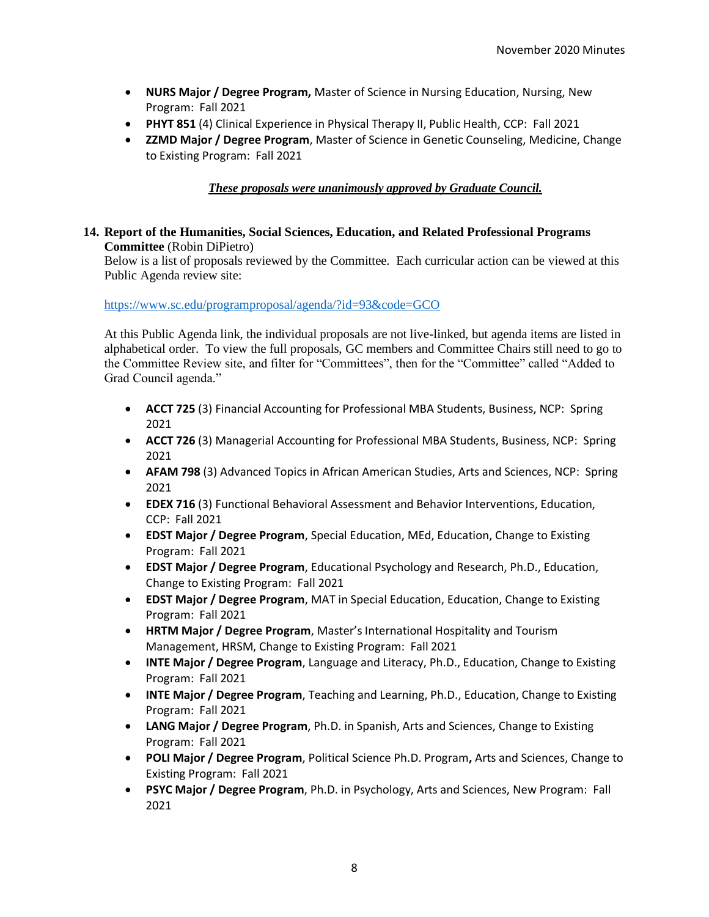- **NURS Major / Degree Program,** Master of Science in Nursing Education, Nursing, New Program: Fall 2021
- **PHYT 851** (4) Clinical Experience in Physical Therapy II, Public Health, CCP: Fall 2021
- **ZZMD Major / Degree Program**, Master of Science in Genetic Counseling, Medicine, Change to Existing Program: Fall 2021

***These proposals were unanimously approved by Graduate Council.***

**14. Report of the Humanities, Social Sciences, Education, and Related Professional Programs Committee** (Robin DiPietro)

Below is a list of proposals reviewed by the Committee. Each curricular action can be viewed at this Public Agenda review site:

https://www.sc.edu/programproposal/agenda/?id=93&code=GCO

At this Public Agenda link, the individual proposals are not live-linked, but agenda items are listed in alphabetical order. To view the full proposals, GC members and Committee Chairs still need to go to the Committee Review site, and filter for "Committees", then for the "Committee" called "Added to Grad Council agenda."

- **ACCT 725** (3) Financial Accounting for Professional MBA Students, Business, NCP: Spring 2021
- **ACCT 726** (3) Managerial Accounting for Professional MBA Students, Business, NCP: Spring 2021
- **AFAM 798** (3) Advanced Topics in African American Studies, Arts and Sciences, NCP: Spring 2021
- **EDEX 716** (3) Functional Behavioral Assessment and Behavior Interventions, Education, CCP: Fall 2021
- **EDST Major / Degree Program**, Special Education, MEd, Education, Change to Existing Program: Fall 2021
- **EDST Major / Degree Program**, Educational Psychology and Research, Ph.D., Education, Change to Existing Program: Fall 2021
- **EDST Major / Degree Program**, MAT in Special Education, Education, Change to Existing Program: Fall 2021
- **HRTM Major / Degree Program**, Master's International Hospitality and Tourism Management, HRSM, Change to Existing Program: Fall 2021
- **INTE Major / Degree Program**, Language and Literacy, Ph.D., Education, Change to Existing Program: Fall 2021
- **INTE Major / Degree Program**, Teaching and Learning, Ph.D., Education, Change to Existing Program: Fall 2021
- **LANG Major / Degree Program**, Ph.D. in Spanish, Arts and Sciences, Change to Existing Program: Fall 2021
- **POLI Major / Degree Program**, Political Science Ph.D. Program**,** Arts and Sciences, Change to Existing Program: Fall 2021
- **PSYC Major / Degree Program**, Ph.D. in Psychology, Arts and Sciences, New Program: Fall 2021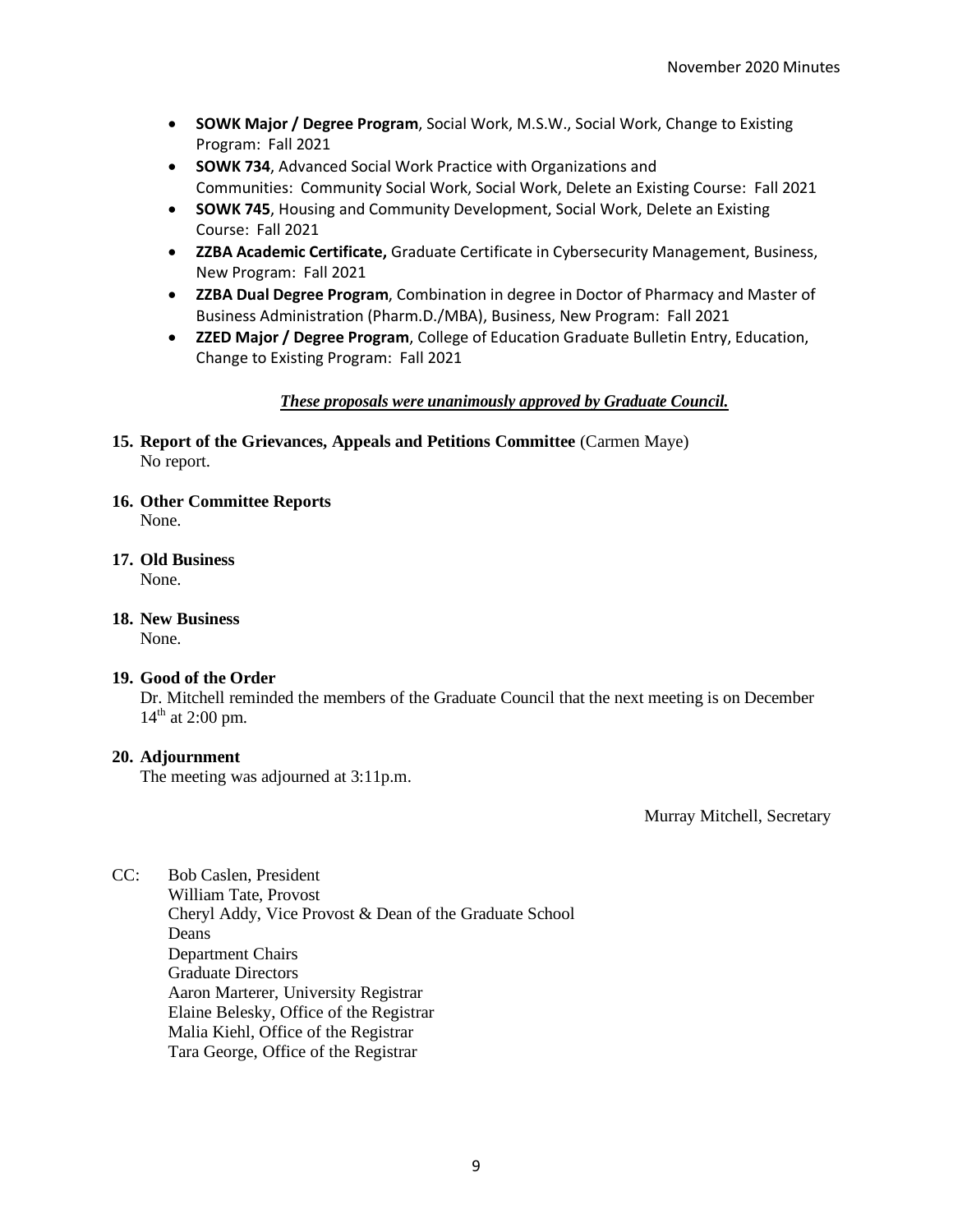- **SOWK Major / Degree Program**, Social Work, M.S.W., Social Work, Change to Existing Program: Fall 2021
- **SOWK 734**, Advanced Social Work Practice with Organizations and Communities: Community Social Work, Social Work, Delete an Existing Course: Fall 2021
- **SOWK 745**, Housing and Community Development, Social Work, Delete an Existing Course: Fall 2021
- **ZZBA Academic Certificate,** Graduate Certificate in Cybersecurity Management, Business, New Program: Fall 2021
- **ZZBA Dual Degree Program**, Combination in degree in Doctor of Pharmacy and Master of Business Administration (Pharm.D./MBA), Business, New Program: Fall 2021
- **ZZED Major / Degree Program**, College of Education Graduate Bulletin Entry, Education, Change to Existing Program: Fall 2021

***These proposals were unanimously approved by Graduate Council.***

**15. Report of the Grievances, Appeals and Petitions Committee** (Carmen Maye)
No report.

**16. Other Committee Reports**
None.

**17. Old Business**
None.

**18. New Business**
None.

**19. Good of the Order**
Dr. Mitchell reminded the members of the Graduate Council that the next meeting is on December 14th at 2:00 pm.

**20. Adjournment**
The meeting was adjourned at 3:11p.m.

Murray Mitchell, Secretary

CC: Bob Caslen, President
William Tate, Provost
Cheryl Addy, Vice Provost & Dean of the Graduate School
Deans
Department Chairs
Graduate Directors
Aaron Marterer, University Registrar
Elaine Belesky, Office of the Registrar
Malia Kiehl, Office of the Registrar
Tara George, Office of the Registrar